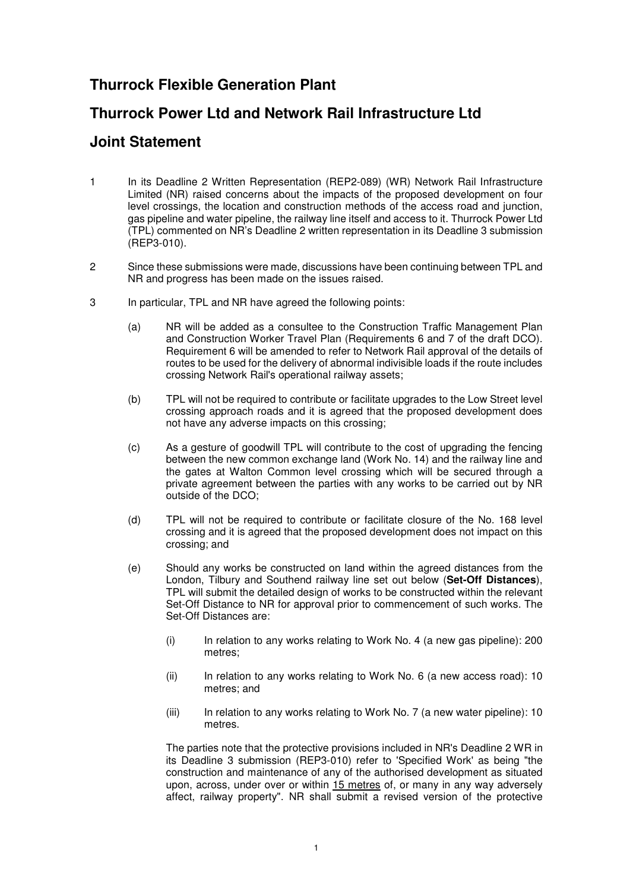# Thurrock Flexible Generation Plant

# Thurrock Power Ltd and Network Rail Infrastructure Ltd

# Joint Statement

1 In its Deadline 2 Written Representation (REP2-089) (WR) Network Rail Infrastructure Limited (NR) raised concerns about the impacts of the proposed development on four level crossings, the location and construction methods of the access road and junction, gas pipeline and water pipeline, the railway line itself and access to it. Thurrock Power Ltd (TPL) commented on NR's Deadline 2 written representation in its Deadline 3 submission (REP3-010).

2 Since these submissions were made, discussions have been continuing between TPL and NR and progress has been made on the issues raised.

3 In particular, TPL and NR have agreed the following points:

(a) NR will be added as a consultee to the Construction Traffic Management Plan and Construction Worker Travel Plan (Requirements 6 and 7 of the draft DCO). Requirement 6 will be amended to refer to Network Rail approval of the details of routes to be used for the delivery of abnormal indivisible loads if the route includes crossing Network Rail's operational railway assets;

(b) TPL will not be required to contribute or facilitate upgrades to the Low Street level crossing approach roads and it is agreed that the proposed development does not have any adverse impacts on this crossing;

(c) As a gesture of goodwill TPL will contribute to the cost of upgrading the fencing between the new common exchange land (Work No. 14) and the railway line and the gates at Walton Common level crossing which will be secured through a private agreement between the parties with any works to be carried out by NR outside of the DCO;

(d) TPL will not be required to contribute or facilitate closure of the No. 168 level crossing and it is agreed that the proposed development does not impact on this crossing; and

(e) Should any works be constructed on land within the agreed distances from the London, Tilbury and Southend railway line set out below (**Set-Off Distances**), TPL will submit the detailed design of works to be constructed within the relevant Set-Off Distance to NR for approval prior to commencement of such works. The Set-Off Distances are:

(i) In relation to any works relating to Work No. 4 (a new gas pipeline): 200 metres;

(ii) In relation to any works relating to Work No. 6 (a new access road): 10 metres; and

(iii) In relation to any works relating to Work No. 7 (a new water pipeline): 10 metres.

The parties note that the protective provisions included in NR's Deadline 2 WR in its Deadline 3 submission (REP3-010) refer to 'Specified Work' as being "the construction and maintenance of any of the authorised development as situated upon, across, under over or within <u>15 metres</u> of, or many in any way adversely affect, railway property". NR shall submit a revised version of the protective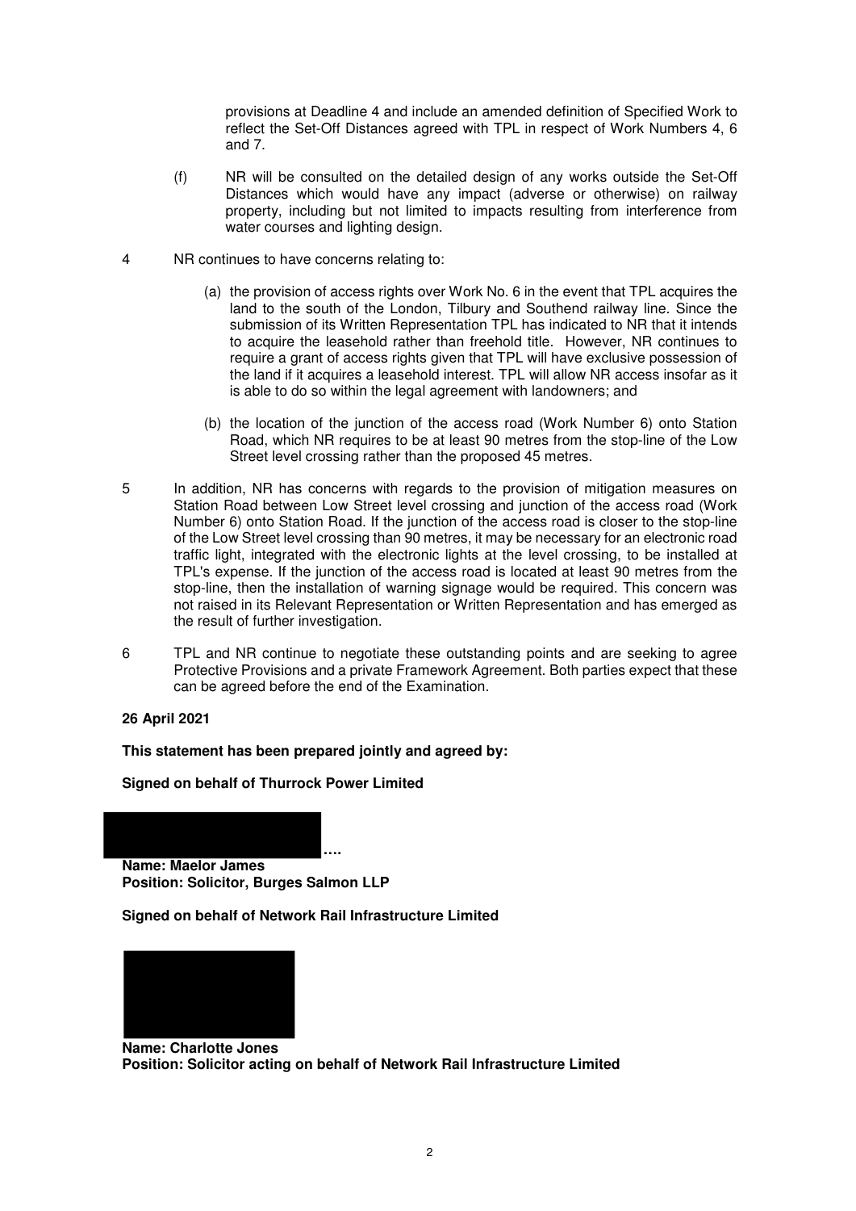provisions at Deadline 4 and include an amended definition of Specified Work to reflect the Set-Off Distances agreed with TPL in respect of Work Numbers 4, 6 and 7.

(f) NR will be consulted on the detailed design of any works outside the Set-Off Distances which would have any impact (adverse or otherwise) on railway property, including but not limited to impacts resulting from interference from water courses and lighting design.

4 NR continues to have concerns relating to:

(a) the provision of access rights over Work No. 6 in the event that TPL acquires the land to the south of the London, Tilbury and Southend railway line. Since the submission of its Written Representation TPL has indicated to NR that it intends to acquire the leasehold rather than freehold title. However, NR continues to require a grant of access rights given that TPL will have exclusive possession of the land if it acquires a leasehold interest. TPL will allow NR access insofar as it is able to do so within the legal agreement with landowners; and

(b) the location of the junction of the access road (Work Number 6) onto Station Road, which NR requires to be at least 90 metres from the stop-line of the Low Street level crossing rather than the proposed 45 metres.

5 In addition, NR has concerns with regards to the provision of mitigation measures on Station Road between Low Street level crossing and junction of the access road (Work Number 6) onto Station Road. If the junction of the access road is closer to the stop-line of the Low Street level crossing than 90 metres, it may be necessary for an electronic road traffic light, integrated with the electronic lights at the level crossing, to be installed at TPL's expense. If the junction of the access road is located at least 90 metres from the stop-line, then the installation of warning signage would be required. This concern was not raised in its Relevant Representation or Written Representation and has emerged as the result of further investigation.

6 TPL and NR continue to negotiate these outstanding points and are seeking to agree Protective Provisions and a private Framework Agreement. Both parties expect that these can be agreed before the end of the Examination.

**26 April 2021**

**This statement has been prepared jointly and agreed by:**

**Signed on behalf of Thurrock Power Limited**

**….**

**Name: Maelor James**
**Position: Solicitor, Burges Salmon LLP**

**Signed on behalf of Network Rail Infrastructure Limited**

**Name: Charlotte Jones**
**Position: Solicitor acting on behalf of Network Rail Infrastructure Limited**